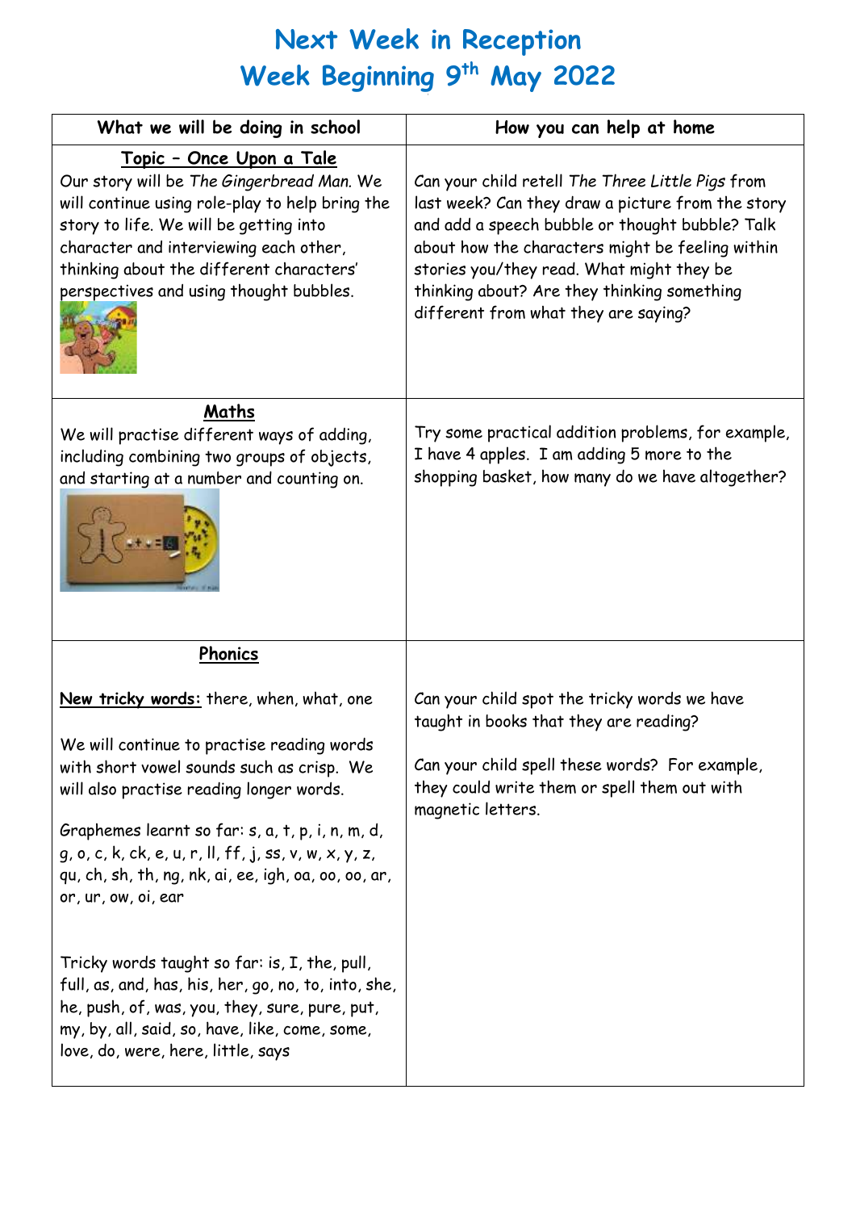# Next Week in Reception
# Week Beginning 9th May 2022

| What we will be doing in school | How you can help at home |
|---|---|
| **Topic – Once Upon a Tale**<br>Our story will be *The Gingerbread Man.* We will continue using role-play to help bring the story to life. We will be getting into character and interviewing each other, thinking about the different characters' perspectives and using thought bubbles. | Can your child retell *The Three Little Pigs* from last week? Can they draw a picture from the story and add a speech bubble or thought bubble? Talk about how the characters might be feeling within stories you/they read. What might they be thinking about? Are they thinking something different from what they are saying? |
| **Maths**<br>We will practise different ways of adding, including combining two groups of objects, and starting at a number and counting on. | Try some practical addition problems, for example, I have 4 apples. I am adding 5 more to the shopping basket, how many do we have altogether? |
| **Phonics**<br><br>**New tricky words:** there, when, what, one<br><br>We will continue to practise reading words with short vowel sounds such as crisp. We will also practise reading longer words.<br><br>Graphemes learnt so far: s, a, t, p, i, n, m, d, g, o, c, k, ck, e, u, r, ll, ff, j, ss, v, w, x, y, z, qu, ch, sh, th, ng, nk, ai, ee, igh, oa, oo, oo, ar, or, ur, ow, oi, ear<br><br>Tricky words taught so far: is, I, the, pull, full, as, and, has, his, her, go, no, to, into, she, he, push, of, was, you, they, sure, pure, put, my, by, all, said, so, have, like, come, some, love, do, were, here, little, says | Can your child spot the tricky words we have taught in books that they are reading?<br><br>Can your child spell these words? For example, they could write them or spell them out with magnetic letters. |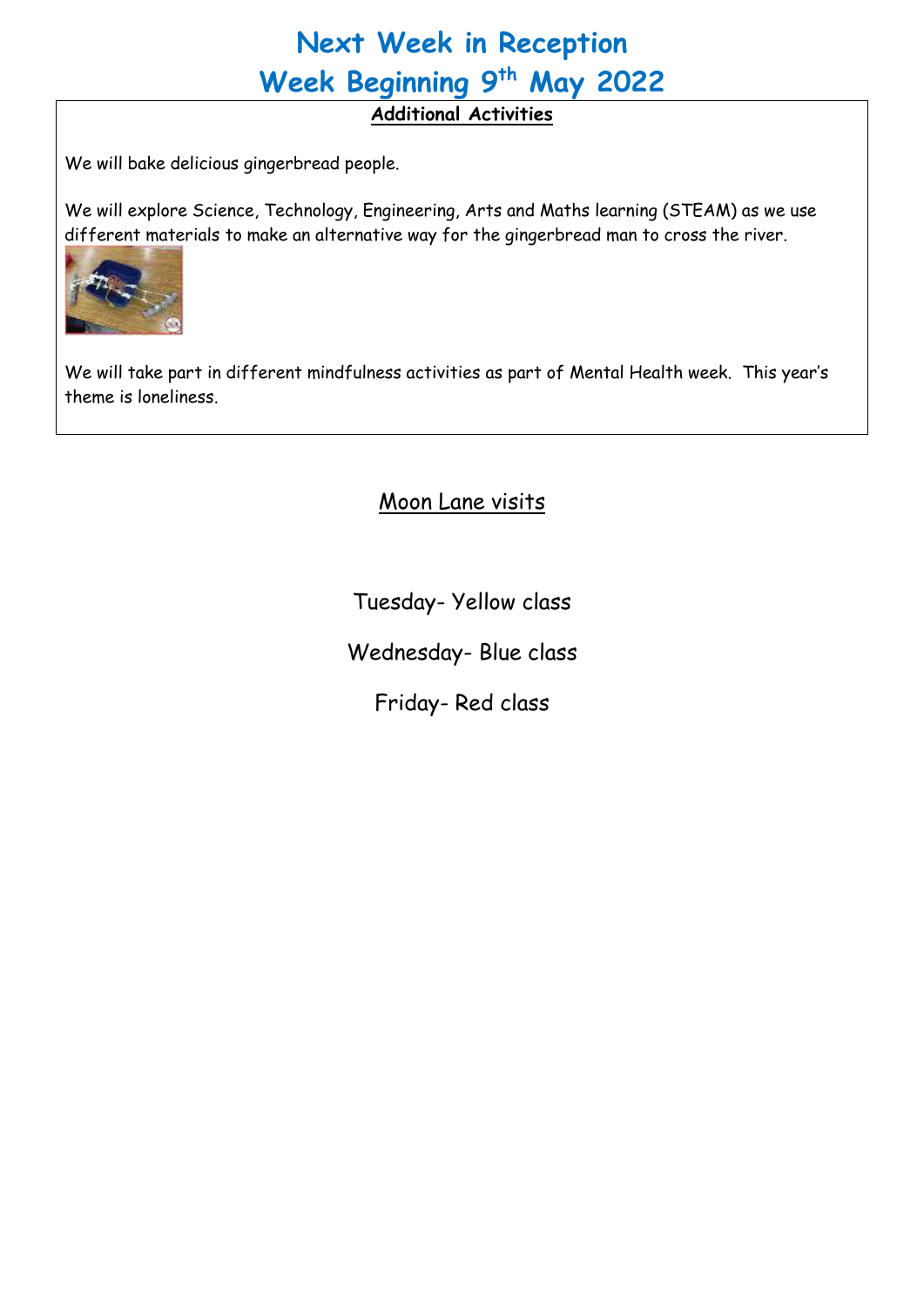# Next Week in Reception
# Week Beginning 9th May 2022

**Additional Activities**

We will bake delicious gingerbread people.

We will explore Science, Technology, Engineering, Arts and Maths learning (STEAM) as we use different materials to make an alternative way for the gingerbread man to cross the river.

We will take part in different mindfulness activities as part of Mental Health week. This year's theme is loneliness.

## Moon Lane visits

Tuesday- Yellow class

Wednesday- Blue class

Friday- Red class